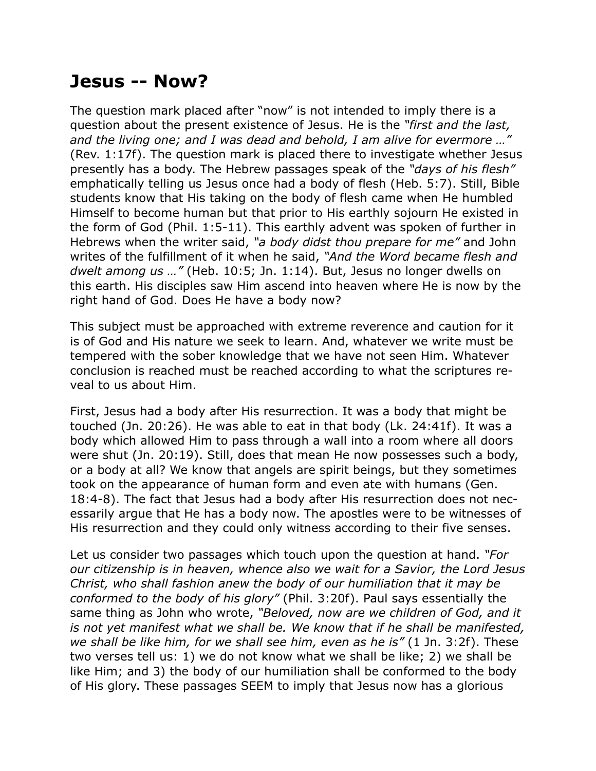# Jesus -- Now?

The question mark placed after "now" is not intended to imply there is a question about the present existence of Jesus. He is the *"first and the last, and the living one; and I was dead and behold, I am alive for evermore …"* (Rev. 1:17f). The question mark is placed there to investigate whether Jesus presently has a body. The Hebrew passages speak of the *"days of his flesh"* emphatically telling us Jesus once had a body of flesh (Heb. 5:7). Still, Bible students know that His taking on the body of flesh came when He humbled Himself to become human but that prior to His earthly sojourn He existed in the form of God (Phil. 1:5-11). This earthly advent was spoken of further in Hebrews when the writer said, *"a body didst thou prepare for me"* and John writes of the fulfillment of it when he said, *"And the Word became flesh and dwelt among us …"* (Heb. 10:5; Jn. 1:14). But, Jesus no longer dwells on this earth. His disciples saw Him ascend into heaven where He is now by the right hand of God. Does He have a body now?

This subject must be approached with extreme reverence and caution for it is of God and His nature we seek to learn. And, whatever we write must be tempered with the sober knowledge that we have not seen Him. Whatever conclusion is reached must be reached according to what the scriptures reveal to us about Him.

First, Jesus had a body after His resurrection. It was a body that might be touched (Jn. 20:26). He was able to eat in that body (Lk. 24:41f). It was a body which allowed Him to pass through a wall into a room where all doors were shut (Jn. 20:19). Still, does that mean He now possesses such a body, or a body at all? We know that angels are spirit beings, but they sometimes took on the appearance of human form and even ate with humans (Gen. 18:4-8). The fact that Jesus had a body after His resurrection does not necessarily argue that He has a body now. The apostles were to be witnesses of His resurrection and they could only witness according to their five senses.

Let us consider two passages which touch upon the question at hand. *"For our citizenship is in heaven, whence also we wait for a Savior, the Lord Jesus Christ, who shall fashion anew the body of our humiliation that it may be conformed to the body of his glory"* (Phil. 3:20f). Paul says essentially the same thing as John who wrote, *"Beloved, now are we children of God, and it is not yet manifest what we shall be. We know that if he shall be manifested, we shall be like him, for we shall see him, even as he is"* (1 Jn. 3:2f). These two verses tell us: 1) we do not know what we shall be like; 2) we shall be like Him; and 3) the body of our humiliation shall be conformed to the body of His glory. These passages SEEM to imply that Jesus now has a glorious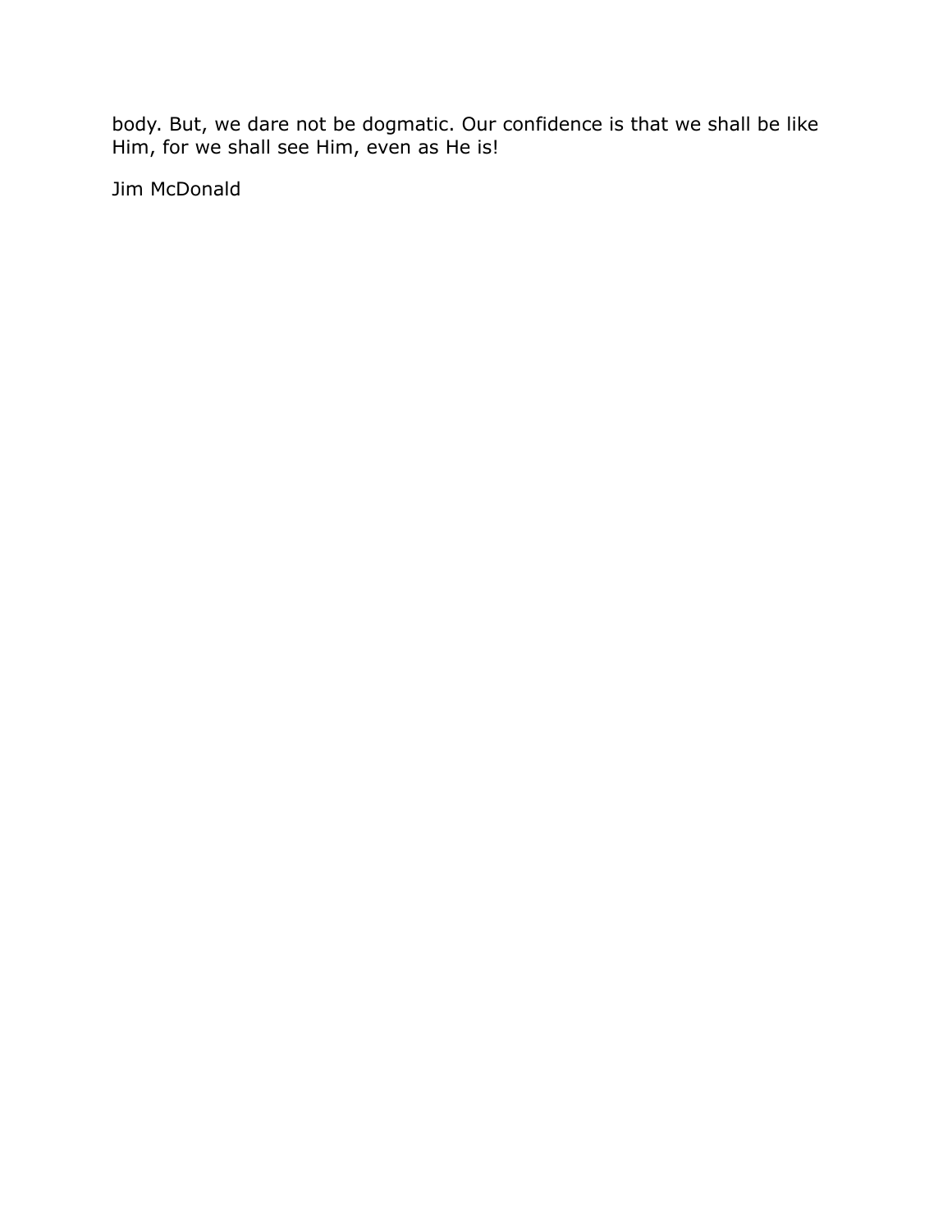body. But, we dare not be dogmatic. Our confidence is that we shall be like Him, for we shall see Him, even as He is!

Jim McDonald